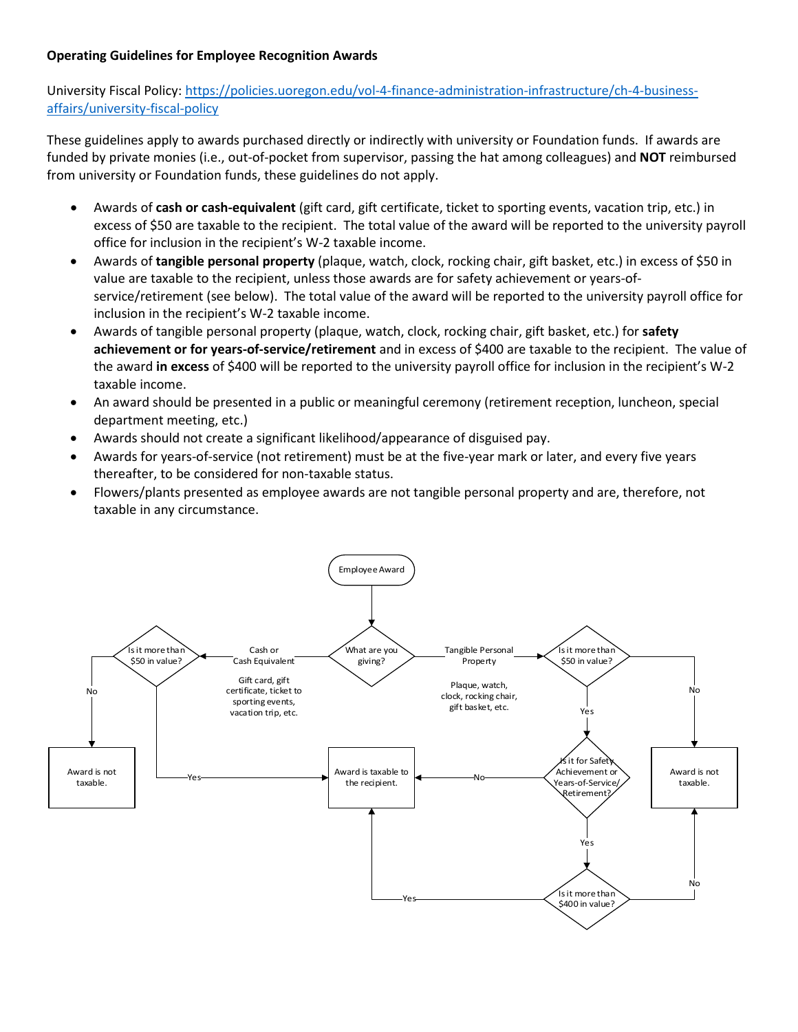**Operating Guidelines for Employee Recognition Awards**

University Fiscal Policy: [https://policies.uoregon.edu/vol-4-finance-administration-infrastructure/ch-4-business-affairs/university-fiscal-policy](https://policies.uoregon.edu/vol-4-finance-administration-infrastructure/ch-4-business-affairs/university-fiscal-policy)

These guidelines apply to awards purchased directly or indirectly with university or Foundation funds. If awards are funded by private monies (i.e., out-of-pocket from supervisor, passing the hat among colleagues) and **NOT** reimbursed from university or Foundation funds, these guidelines do not apply.

- Awards of **cash or cash-equivalent** (gift card, gift certificate, ticket to sporting events, vacation trip, etc.) in excess of $50 are taxable to the recipient. The total value of the award will be reported to the university payroll office for inclusion in the recipient's W-2 taxable income.
- Awards of **tangible personal property** (plaque, watch, clock, rocking chair, gift basket, etc.) in excess of $50 in value are taxable to the recipient, unless those awards are for safety achievement or years-of-service/retirement (see below). The total value of the award will be reported to the university payroll office for inclusion in the recipient's W-2 taxable income.
- Awards of tangible personal property (plaque, watch, clock, rocking chair, gift basket, etc.) for **safety achievement or for years-of-service/retirement** and in excess of $400 are taxable to the recipient. The value of the award **in excess** of $400 will be reported to the university payroll office for inclusion in the recipient's W-2 taxable income.
- An award should be presented in a public or meaningful ceremony (retirement reception, luncheon, special department meeting, etc.)
- Awards should not create a significant likelihood/appearance of disguised pay.
- Awards for years-of-service (not retirement) must be at the five-year mark or later, and every five years thereafter, to be considered for non-taxable status.
- Flowers/plants presented as employee awards are not tangible personal property and are, therefore, not taxable in any circumstance.

Employee Award

What are you giving?

- Cash or Cash Equivalent (Gift card, gift certificate, ticket to sporting events, vacation trip, etc.)
  - Is it more than $50 in value?
    - No → Award is not taxable.
    - Yes → Award is taxable to the recipient.
- Tangible Personal Property (Plaque, watch, clock, rocking chair, gift basket, etc.)
  - Is it more than $50 in value?
    - No → Award is not taxable.
    - Yes → Is it for Safety Achievement or Years-of-Service/Retirement?
      - No → Award is taxable to the recipient.
      - Yes → Is it more than $400 in value?
        - No → Award is not taxable.
        - Yes → Award is taxable to the recipient.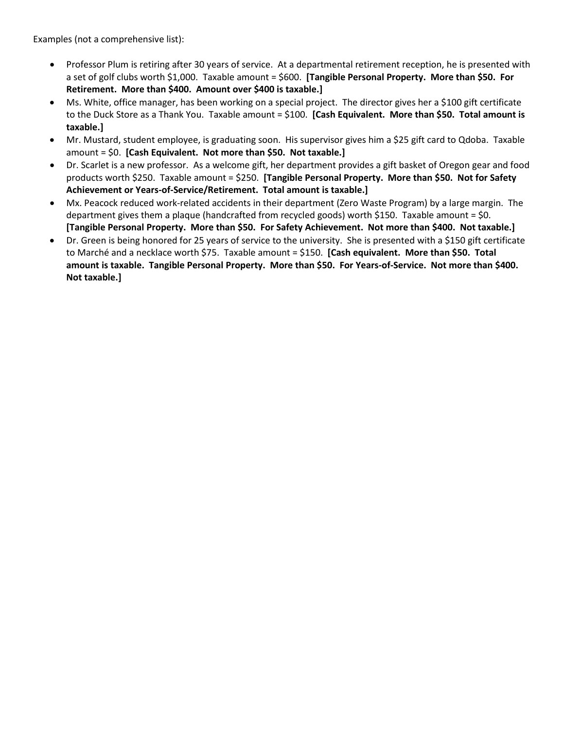Examples (not a comprehensive list):

- Professor Plum is retiring after 30 years of service. At a departmental retirement reception, he is presented with a set of golf clubs worth $1,000. Taxable amount = $600. **[Tangible Personal Property. More than $50. For Retirement. More than $400. Amount over $400 is taxable.]**
- Ms. White, office manager, has been working on a special project. The director gives her a $100 gift certificate to the Duck Store as a Thank You. Taxable amount = $100. **[Cash Equivalent. More than $50. Total amount is taxable.]**
- Mr. Mustard, student employee, is graduating soon. His supervisor gives him a $25 gift card to Qdoba. Taxable amount = $0. **[Cash Equivalent. Not more than $50. Not taxable.]**
- Dr. Scarlet is a new professor. As a welcome gift, her department provides a gift basket of Oregon gear and food products worth $250. Taxable amount = $250. **[Tangible Personal Property. More than $50. Not for Safety Achievement or Years-of-Service/Retirement. Total amount is taxable.]**
- Mx. Peacock reduced work-related accidents in their department (Zero Waste Program) by a large margin. The department gives them a plaque (handcrafted from recycled goods) worth $150. Taxable amount = $0. **[Tangible Personal Property. More than $50. For Safety Achievement. Not more than $400. Not taxable.]**
- Dr. Green is being honored for 25 years of service to the university. She is presented with a $150 gift certificate to Marché and a necklace worth $75. Taxable amount = $150. **[Cash equivalent. More than $50. Total amount is taxable. Tangible Personal Property. More than $50. For Years-of-Service. Not more than $400. Not taxable.]**